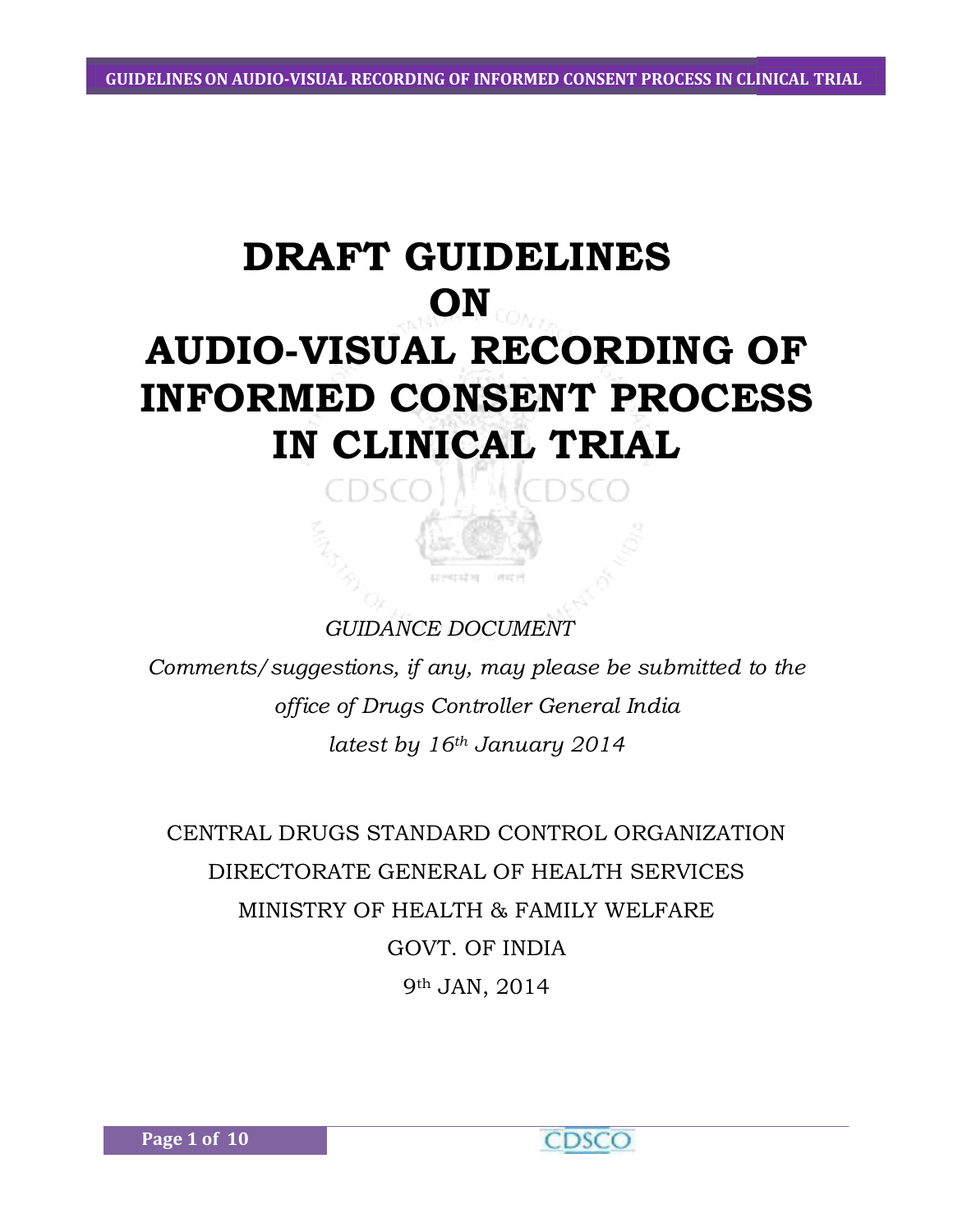# DRAFT GUIDELINES ON AUDIO-VISUAL RECORDING OF INFORMED CONSENT PROCESS IN CLINICAL TRIAL

*GUIDANCE DOCUMENT*

*Comments/suggestions, if any, may please be submitted to the office of Drugs Controller General India latest by 16th January 2014*

CENTRAL DRUGS STANDARD CONTROL ORGANIZATION

DIRECTORATE GENERAL OF HEALTH SERVICES

MINISTRY OF HEALTH & FAMILY WELFARE

GOVT. OF INDIA

9th JAN, 2014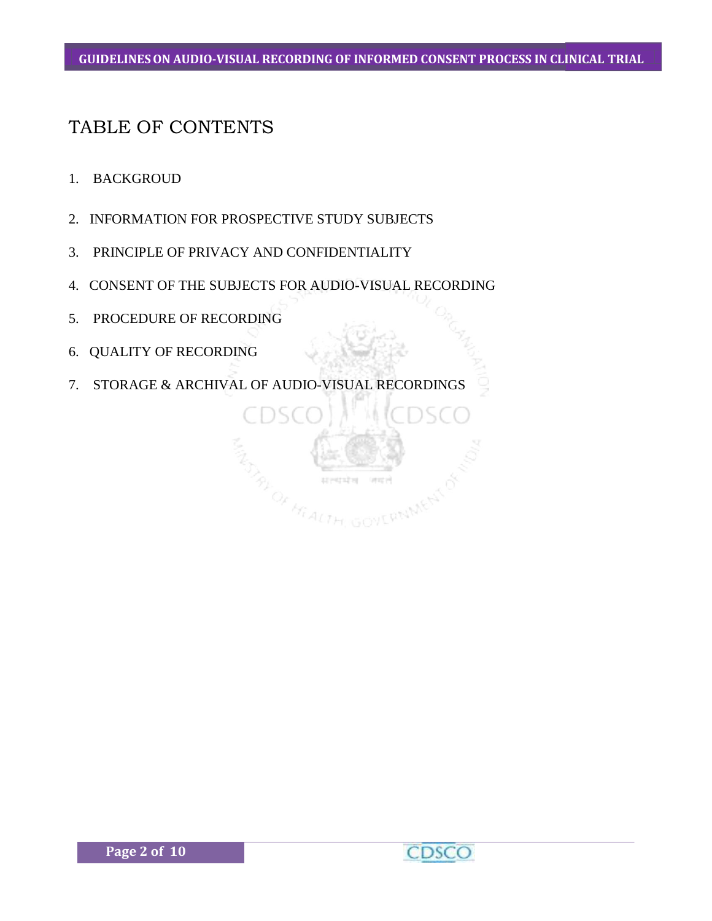# TABLE OF CONTENTS

1. BACKGROUD
2. INFORMATION FOR PROSPECTIVE STUDY SUBJECTS
3. PRINCIPLE OF PRIVACY AND CONFIDENTIALITY
4. CONSENT OF THE SUBJECTS FOR AUDIO-VISUAL RECORDING
5. PROCEDURE OF RECORDING
6. QUALITY OF RECORDING
7. STORAGE & ARCHIVAL OF AUDIO-VISUAL RECORDINGS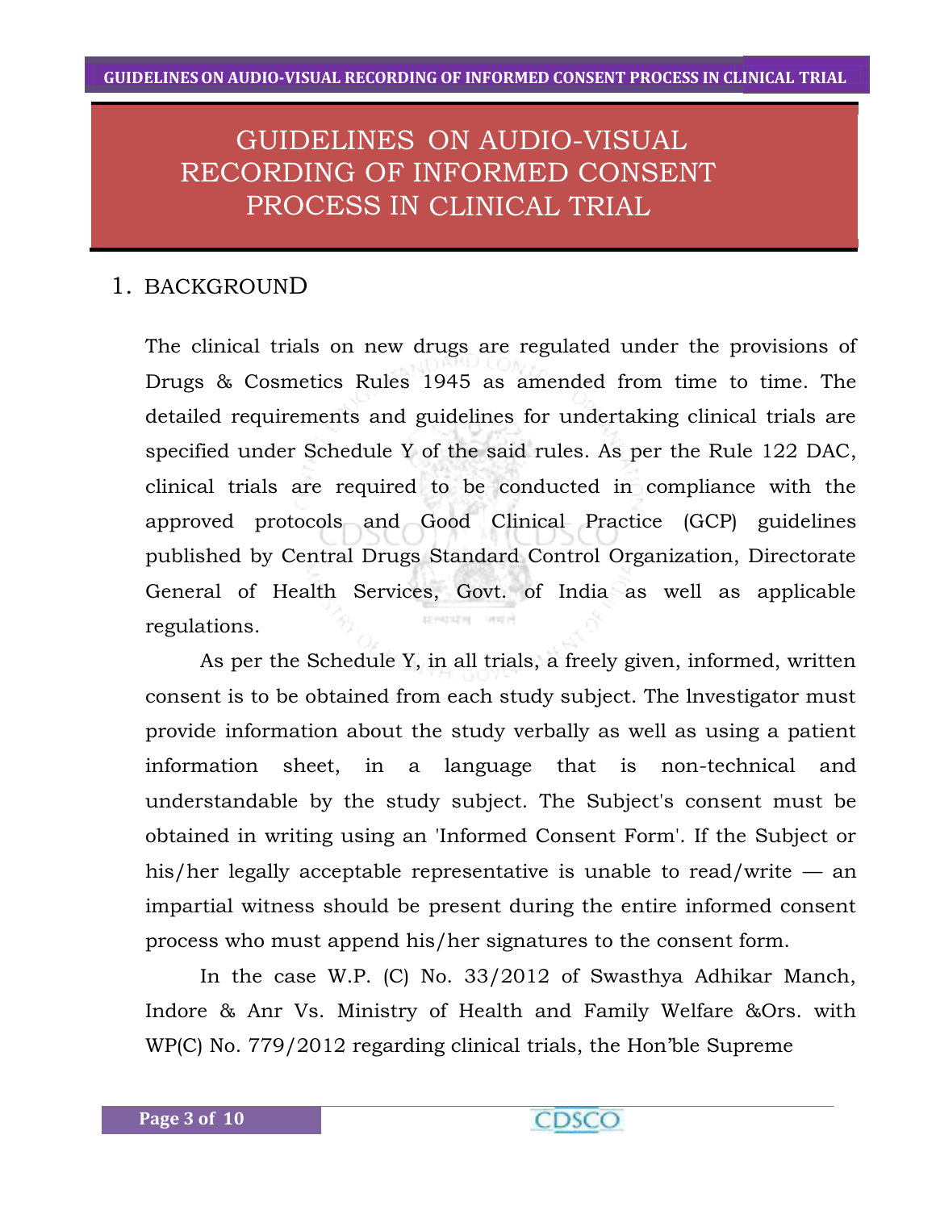# GUIDELINES ON AUDIO-VISUAL RECORDING OF INFORMED CONSENT PROCESS IN CLINICAL TRIAL

## 1. BACKGROUND

The clinical trials on new drugs are regulated under the provisions of Drugs & Cosmetics Rules 1945 as amended from time to time. The detailed requirements and guidelines for undertaking clinical trials are specified under Schedule Y of the said rules. As per the Rule 122 DAC, clinical trials are required to be conducted in compliance with the approved protocols and Good Clinical Practice (GCP) guidelines published by Central Drugs Standard Control Organization, Directorate General of Health Services, Govt. of India as well as applicable regulations.

As per the Schedule Y, in all trials, a freely given, informed, written consent is to be obtained from each study subject. The lnvestigator must provide information about the study verbally as well as using a patient information sheet, in a language that is non-technical and understandable by the study subject. The Subject's consent must be obtained in writing using an 'Informed Consent Form'. If the Subject or his/her legally acceptable representative is unable to read/write — an impartial witness should be present during the entire informed consent process who must append his/her signatures to the consent form.

In the case W.P. (C) No. 33/2012 of Swasthya Adhikar Manch, Indore & Anr Vs. Ministry of Health and Family Welfare &Ors. with WP(C) No. 779/2012 regarding clinical trials, the Hon'ble Supreme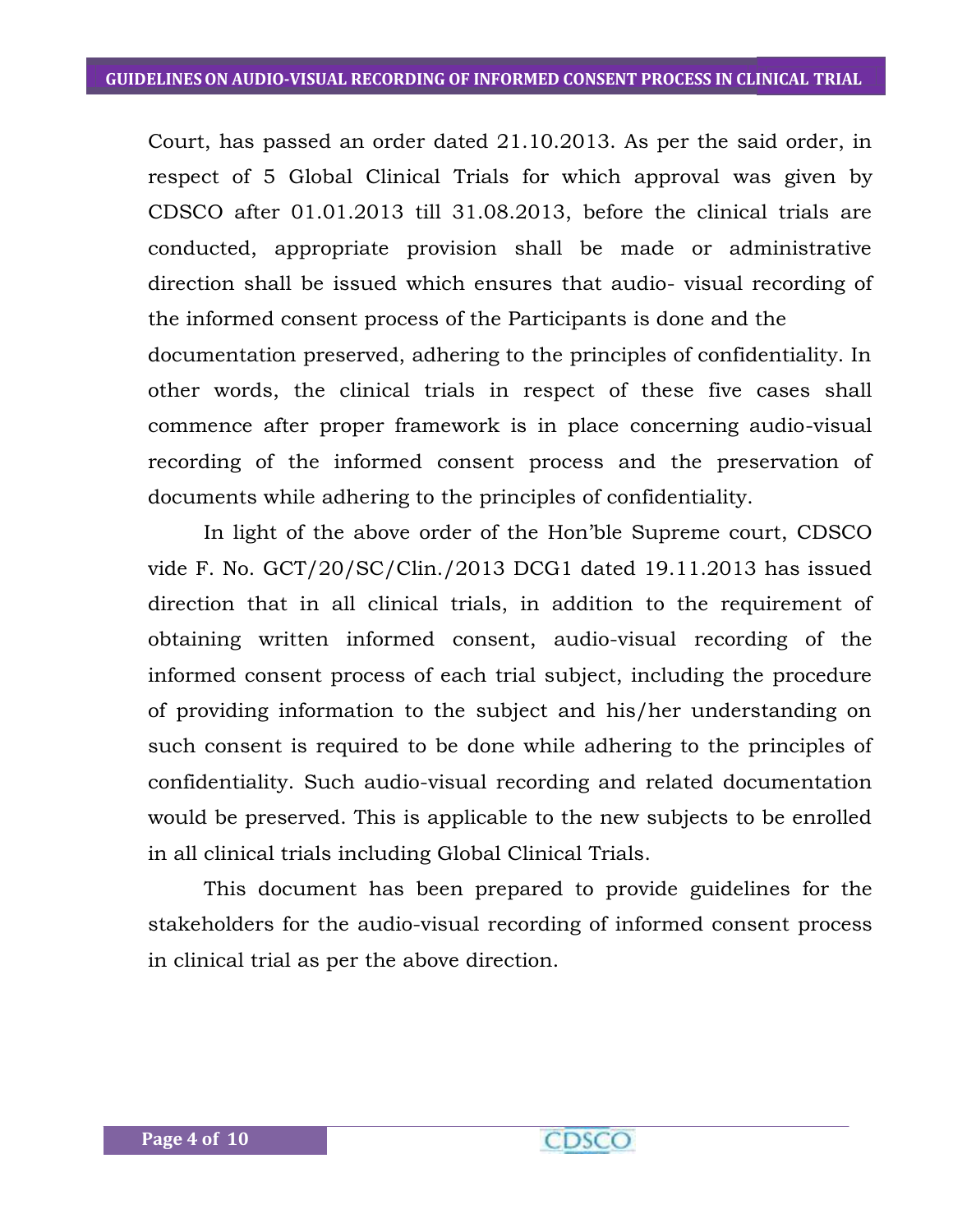Court, has passed an order dated 21.10.2013. As per the said order, in respect of 5 Global Clinical Trials for which approval was given by CDSCO after 01.01.2013 till 31.08.2013, before the clinical trials are conducted, appropriate provision shall be made or administrative direction shall be issued which ensures that audio- visual recording of the informed consent process of the Participants is done and the documentation preserved, adhering to the principles of confidentiality. In other words, the clinical trials in respect of these five cases shall commence after proper framework is in place concerning audio-visual recording of the informed consent process and the preservation of documents while adhering to the principles of confidentiality.

In light of the above order of the Hon'ble Supreme court, CDSCO vide F. No. GCT/20/SC/Clin./2013 DCG1 dated 19.11.2013 has issued direction that in all clinical trials, in addition to the requirement of obtaining written informed consent, audio-visual recording of the informed consent process of each trial subject, including the procedure of providing information to the subject and his/her understanding on such consent is required to be done while adhering to the principles of confidentiality. Such audio-visual recording and related documentation would be preserved. This is applicable to the new subjects to be enrolled in all clinical trials including Global Clinical Trials.

This document has been prepared to provide guidelines for the stakeholders for the audio-visual recording of informed consent process in clinical trial as per the above direction.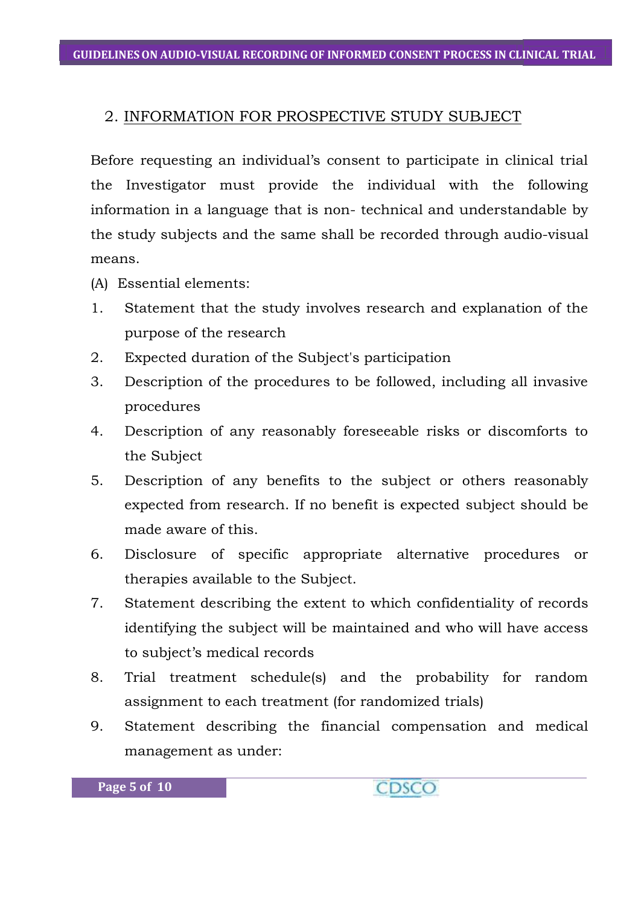## 2. INFORMATION FOR PROSPECTIVE STUDY SUBJECT

Before requesting an individual's consent to participate in clinical trial the Investigator must provide the individual with the following information in a language that is non- technical and understandable by the study subjects and the same shall be recorded through audio-visual means.

(A) Essential elements:

1. Statement that the study involves research and explanation of the purpose of the research
2. Expected duration of the Subject's participation
3. Description of the procedures to be followed, including all invasive procedures
4. Description of any reasonably foreseeable risks or discomforts to the Subject
5. Description of any benefits to the subject or others reasonably expected from research. If no benefit is expected subject should be made aware of this.
6. Disclosure of specific appropriate alternative procedures or therapies available to the Subject.
7. Statement describing the extent to which confidentiality of records identifying the subject will be maintained and who will have access to subject's medical records
8. Trial treatment schedule(s) and the probability for random assignment to each treatment (for randomized trials)
9. Statement describing the financial compensation and medical management as under: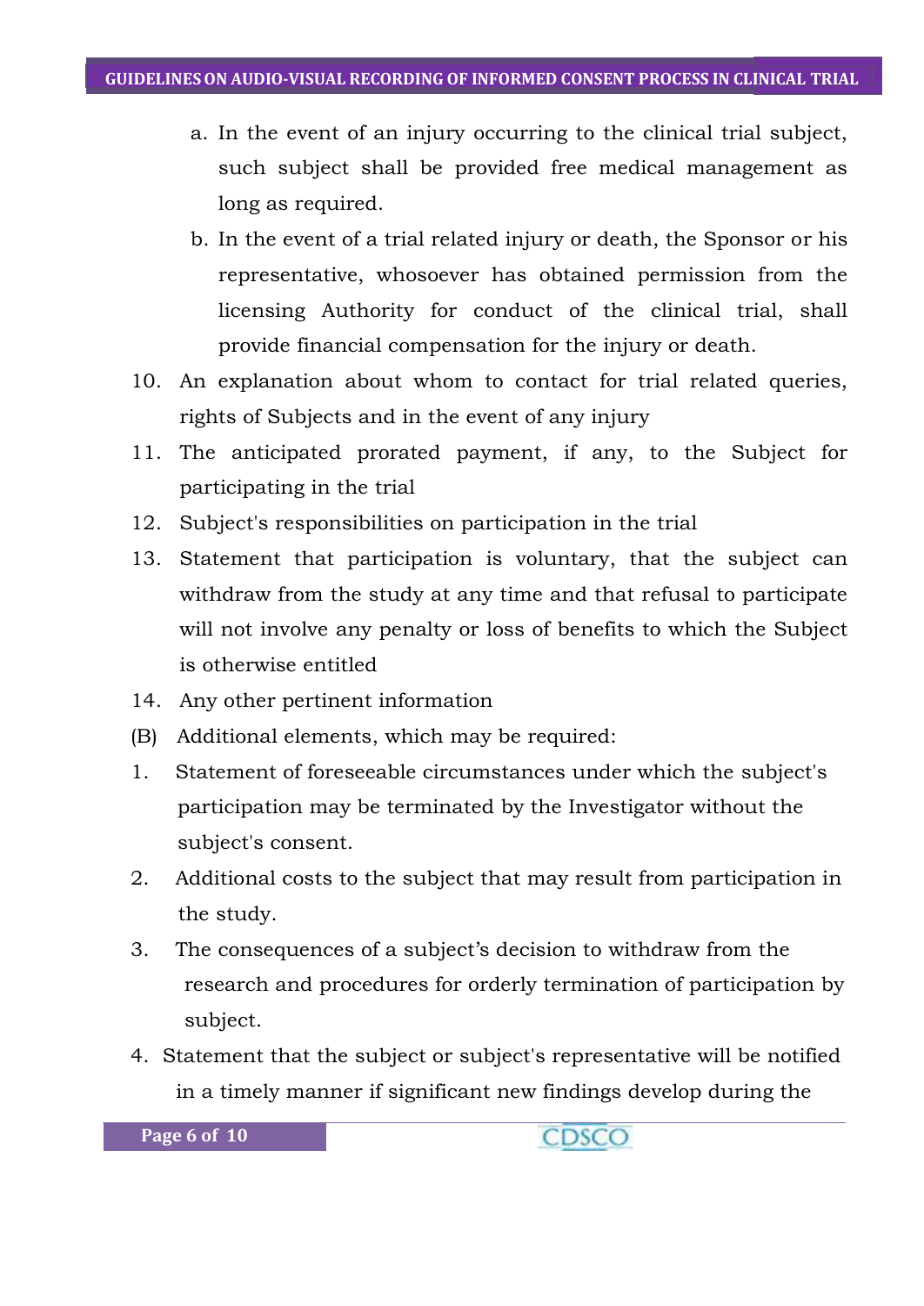a. In the event of an injury occurring to the clinical trial subject, such subject shall be provided free medical management as long as required.

b. In the event of a trial related injury or death, the Sponsor or his representative, whosoever has obtained permission from the licensing Authority for conduct of the clinical trial, shall provide financial compensation for the injury or death.

10. An explanation about whom to contact for trial related queries, rights of Subjects and in the event of any injury
11. The anticipated prorated payment, if any, to the Subject for participating in the trial
12. Subject's responsibilities on participation in the trial
13. Statement that participation is voluntary, that the subject can withdraw from the study at any time and that refusal to participate will not involve any penalty or loss of benefits to which the Subject is otherwise entitled
14. Any other pertinent information

(B) Additional elements, which may be required:

1. Statement of foreseeable circumstances under which the subject's participation may be terminated by the Investigator without the subject's consent.
2. Additional costs to the subject that may result from participation in the study.
3. The consequences of a subject's decision to withdraw from the research and procedures for orderly termination of participation by subject.
4. Statement that the subject or subject's representative will be notified in a timely manner if significant new findings develop during the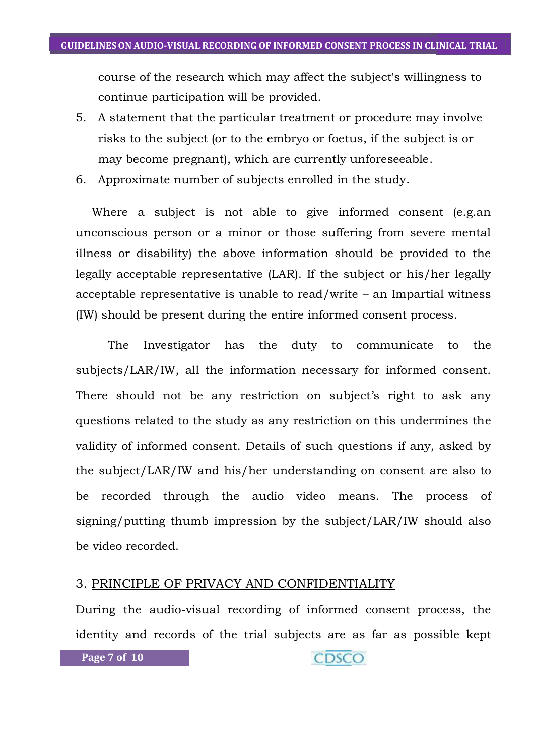course of the research which may affect the subject's willingness to continue participation will be provided.

5. A statement that the particular treatment or procedure may involve risks to the subject (or to the embryo or foetus, if the subject is or may become pregnant), which are currently unforeseeable.
6. Approximate number of subjects enrolled in the study.

Where a subject is not able to give informed consent (e.g.an unconscious person or a minor or those suffering from severe mental illness or disability) the above information should be provided to the legally acceptable representative (LAR). If the subject or his/her legally acceptable representative is unable to read/write – an Impartial witness (IW) should be present during the entire informed consent process.

The Investigator has the duty to communicate to the subjects/LAR/IW, all the information necessary for informed consent. There should not be any restriction on subject's right to ask any questions related to the study as any restriction on this undermines the validity of informed consent. Details of such questions if any, asked by the subject/LAR/IW and his/her understanding on consent are also to be recorded through the audio video means. The process of signing/putting thumb impression by the subject/LAR/IW should also be video recorded.

## 3. PRINCIPLE OF PRIVACY AND CONFIDENTIALITY

During the audio-visual recording of informed consent process, the identity and records of the trial subjects are as far as possible kept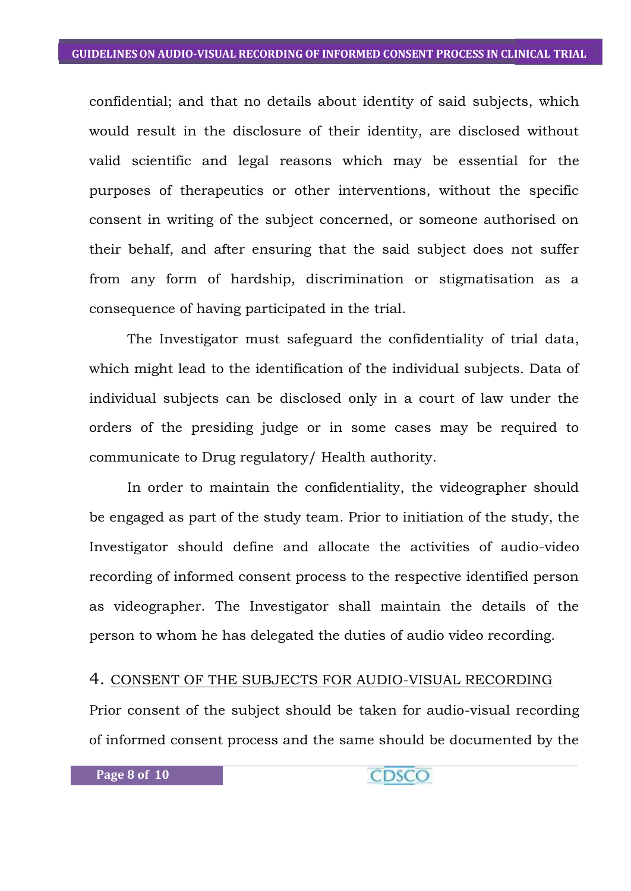confidential; and that no details about identity of said subjects, which would result in the disclosure of their identity, are disclosed without valid scientific and legal reasons which may be essential for the purposes of therapeutics or other interventions, without the specific consent in writing of the subject concerned, or someone authorised on their behalf, and after ensuring that the said subject does not suffer from any form of hardship, discrimination or stigmatisation as a consequence of having participated in the trial.

The Investigator must safeguard the confidentiality of trial data, which might lead to the identification of the individual subjects. Data of individual subjects can be disclosed only in a court of law under the orders of the presiding judge or in some cases may be required to communicate to Drug regulatory/ Health authority.

In order to maintain the confidentiality, the videographer should be engaged as part of the study team. Prior to initiation of the study, the Investigator should define and allocate the activities of audio-video recording of informed consent process to the respective identified person as videographer. The Investigator shall maintain the details of the person to whom he has delegated the duties of audio video recording.

## 4. CONSENT OF THE SUBJECTS FOR AUDIO-VISUAL RECORDING

Prior consent of the subject should be taken for audio-visual recording of informed consent process and the same should be documented by the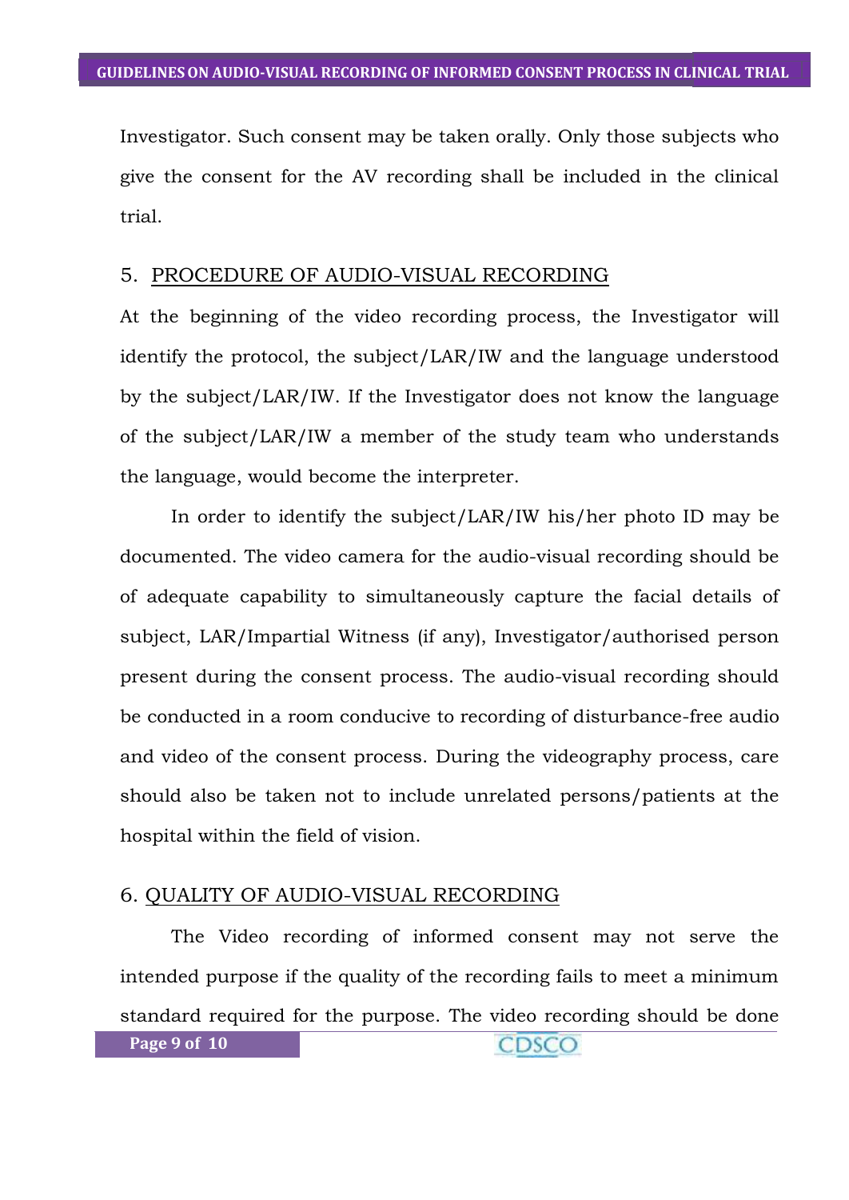Investigator. Such consent may be taken orally. Only those subjects who give the consent for the AV recording shall be included in the clinical trial.

## 5. PROCEDURE OF AUDIO-VISUAL RECORDING

At the beginning of the video recording process, the Investigator will identify the protocol, the subject/LAR/IW and the language understood by the subject/LAR/IW. If the Investigator does not know the language of the subject/LAR/IW a member of the study team who understands the language, would become the interpreter.

In order to identify the subject/LAR/IW his/her photo ID may be documented. The video camera for the audio-visual recording should be of adequate capability to simultaneously capture the facial details of subject, LAR/Impartial Witness (if any), Investigator/authorised person present during the consent process. The audio-visual recording should be conducted in a room conducive to recording of disturbance-free audio and video of the consent process. During the videography process, care should also be taken not to include unrelated persons/patients at the hospital within the field of vision.

## 6. QUALITY OF AUDIO-VISUAL RECORDING

The Video recording of informed consent may not serve the intended purpose if the quality of the recording fails to meet a minimum standard required for the purpose. The video recording should be done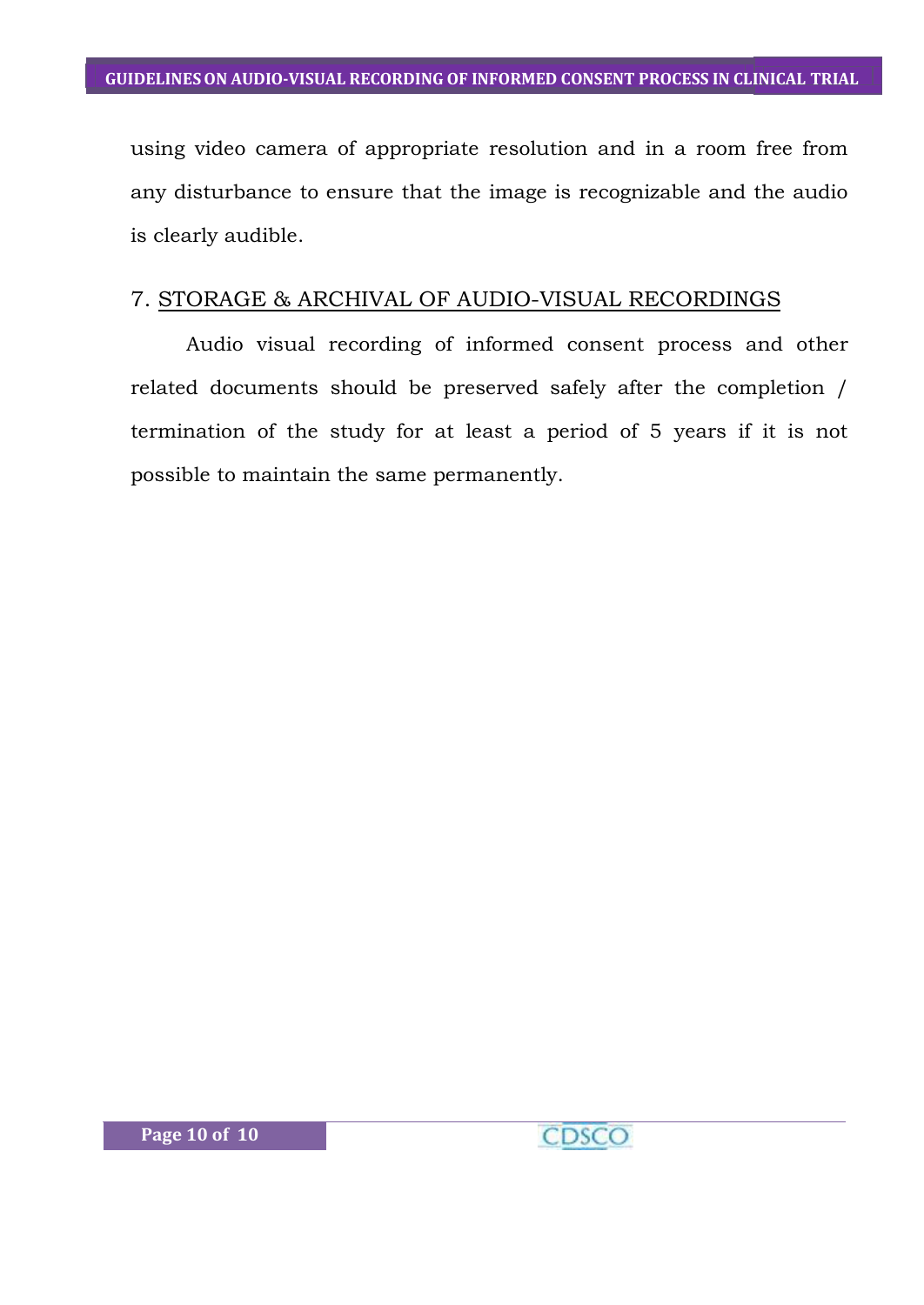using video camera of appropriate resolution and in a room free from any disturbance to ensure that the image is recognizable and the audio is clearly audible.

## 7. STORAGE & ARCHIVAL OF AUDIO-VISUAL RECORDINGS

Audio visual recording of informed consent process and other related documents should be preserved safely after the completion / termination of the study for at least a period of 5 years if it is not possible to maintain the same permanently.